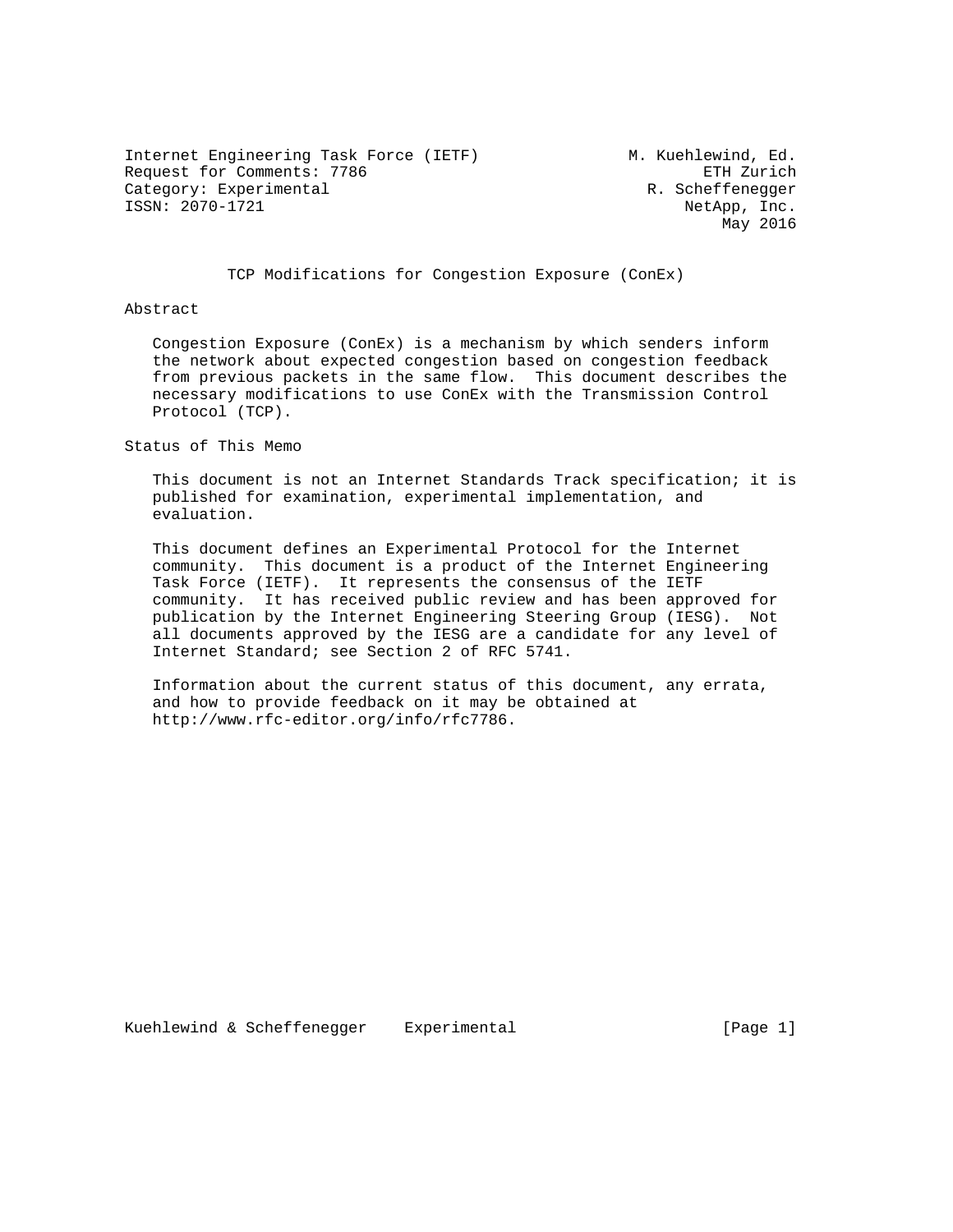Internet Engineering Task Force (IETF) M. Kuehlewind, Ed.
Request for Comments: 7786 ETH Zurich
Category: Experimental R. Scheffenegger
ISSN: 2070-1721 NetApp, Inc.
May 2016

# TCP Modifications for Congestion Exposure (ConEx)

## Abstract

Congestion Exposure (ConEx) is a mechanism by which senders inform the network about expected congestion based on congestion feedback from previous packets in the same flow. This document describes the necessary modifications to use ConEx with the Transmission Control Protocol (TCP).

## Status of This Memo

This document is not an Internet Standards Track specification; it is published for examination, experimental implementation, and evaluation.

This document defines an Experimental Protocol for the Internet community. This document is a product of the Internet Engineering Task Force (IETF). It represents the consensus of the IETF community. It has received public review and has been approved for publication by the Internet Engineering Steering Group (IESG). Not all documents approved by the IESG are a candidate for any level of Internet Standard; see Section 2 of RFC 5741.

Information about the current status of this document, any errata, and how to provide feedback on it may be obtained at http://www.rfc-editor.org/info/rfc7786.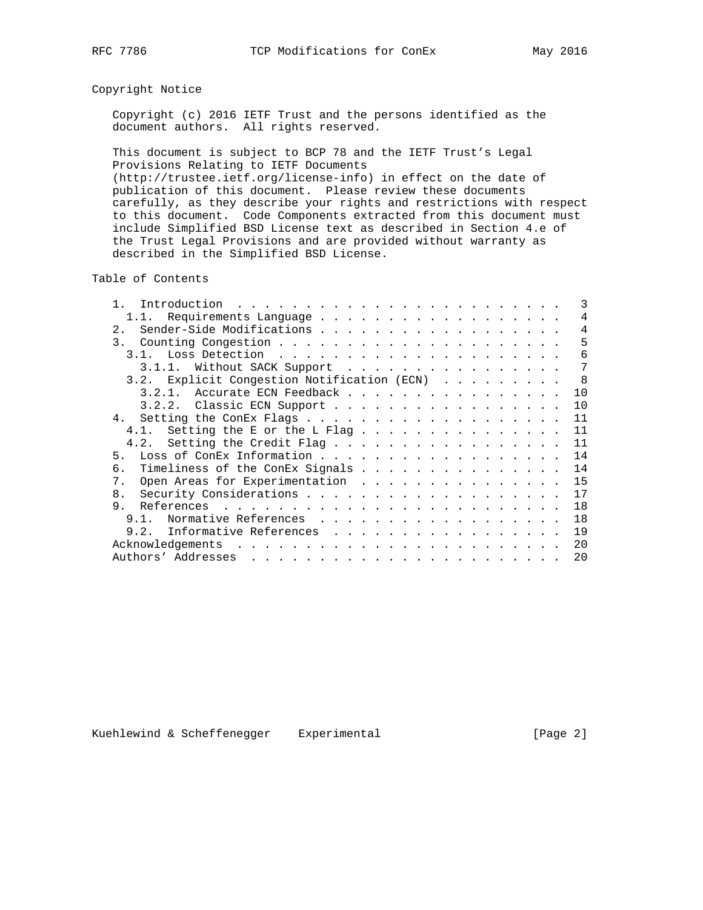## Copyright Notice

Copyright (c) 2016 IETF Trust and the persons identified as the document authors. All rights reserved.

This document is subject to BCP 78 and the IETF Trust's Legal Provisions Relating to IETF Documents (http://trustee.ietf.org/license-info) in effect on the date of publication of this document. Please review these documents carefully, as they describe your rights and restrictions with respect to this document. Code Components extracted from this document must include Simplified BSD License text as described in Section 4.e of the Trust Legal Provisions and are provided without warranty as described in the Simplified BSD License.

## Table of Contents

```
   1.  Introduction . . . . . . . . . . . . . . . . . . . . . . . .   3
     1.1.  Requirements Language . . . . . . . . . . . . . . . . . .   4
   2.  Sender-Side Modifications . . . . . . . . . . . . . . . . . .   4
   3.  Counting Congestion . . . . . . . . . . . . . . . . . . . . .   5
     3.1.  Loss Detection  . . . . . . . . . . . . . . . . . . . . .   6
       3.1.1.  Without SACK Support  . . . . . . . . . . . . . . . .   7
     3.2.  Explicit Congestion Notification (ECN)  . . . . . . . . .   8
       3.2.1.  Accurate ECN Feedback . . . . . . . . . . . . . . . .  10
       3.2.2.  Classic ECN Support . . . . . . . . . . . . . . . . .  10
   4.  Setting the ConEx Flags . . . . . . . . . . . . . . . . . . .  11
     4.1.  Setting the E or the L Flag . . . . . . . . . . . . . . .  11
     4.2.  Setting the Credit Flag . . . . . . . . . . . . . . . . .  11
   5.  Loss of ConEx Information . . . . . . . . . . . . . . . . . .  14
   6.  Timeliness of the ConEx Signals . . . . . . . . . . . . . . .  14
   7.  Open Areas for Experimentation  . . . . . . . . . . . . . . .  15
   8.  Security Considerations . . . . . . . . . . . . . . . . . . .  17
   9.  References  . . . . . . . . . . . . . . . . . . . . . . . . .  18
     9.1.  Normative References  . . . . . . . . . . . . . . . . . .  18
     9.2.  Informative References  . . . . . . . . . . . . . . . . .  19
   Acknowledgements  . . . . . . . . . . . . . . . . . . . . . . . .  20
   Authors' Addresses  . . . . . . . . . . . . . . . . . . . . . . .  20
```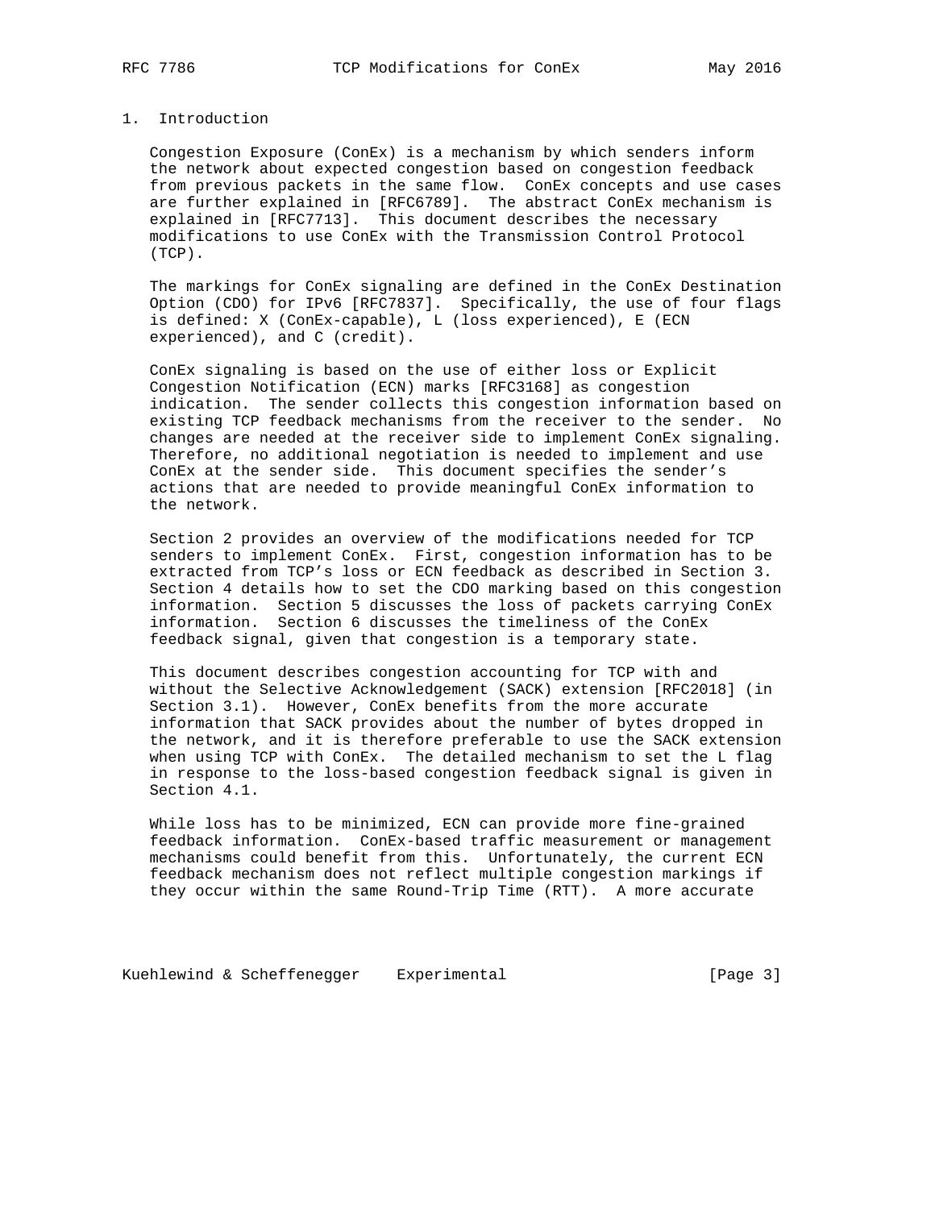# 1. Introduction

Congestion Exposure (ConEx) is a mechanism by which senders inform the network about expected congestion based on congestion feedback from previous packets in the same flow. ConEx concepts and use cases are further explained in [RFC6789]. The abstract ConEx mechanism is explained in [RFC7713]. This document describes the necessary modifications to use ConEx with the Transmission Control Protocol (TCP).

The markings for ConEx signaling are defined in the ConEx Destination Option (CDO) for IPv6 [RFC7837]. Specifically, the use of four flags is defined: X (ConEx-capable), L (loss experienced), E (ECN experienced), and C (credit).

ConEx signaling is based on the use of either loss or Explicit Congestion Notification (ECN) marks [RFC3168] as congestion indication. The sender collects this congestion information based on existing TCP feedback mechanisms from the receiver to the sender. No changes are needed at the receiver side to implement ConEx signaling. Therefore, no additional negotiation is needed to implement and use ConEx at the sender side. This document specifies the sender's actions that are needed to provide meaningful ConEx information to the network.

Section 2 provides an overview of the modifications needed for TCP senders to implement ConEx. First, congestion information has to be extracted from TCP's loss or ECN feedback as described in Section 3. Section 4 details how to set the CDO marking based on this congestion information. Section 5 discusses the loss of packets carrying ConEx information. Section 6 discusses the timeliness of the ConEx feedback signal, given that congestion is a temporary state.

This document describes congestion accounting for TCP with and without the Selective Acknowledgement (SACK) extension [RFC2018] (in Section 3.1). However, ConEx benefits from the more accurate information that SACK provides about the number of bytes dropped in the network, and it is therefore preferable to use the SACK extension when using TCP with ConEx. The detailed mechanism to set the L flag in response to the loss-based congestion feedback signal is given in Section 4.1.

While loss has to be minimized, ECN can provide more fine-grained feedback information. ConEx-based traffic measurement or management mechanisms could benefit from this. Unfortunately, the current ECN feedback mechanism does not reflect multiple congestion markings if they occur within the same Round-Trip Time (RTT). A more accurate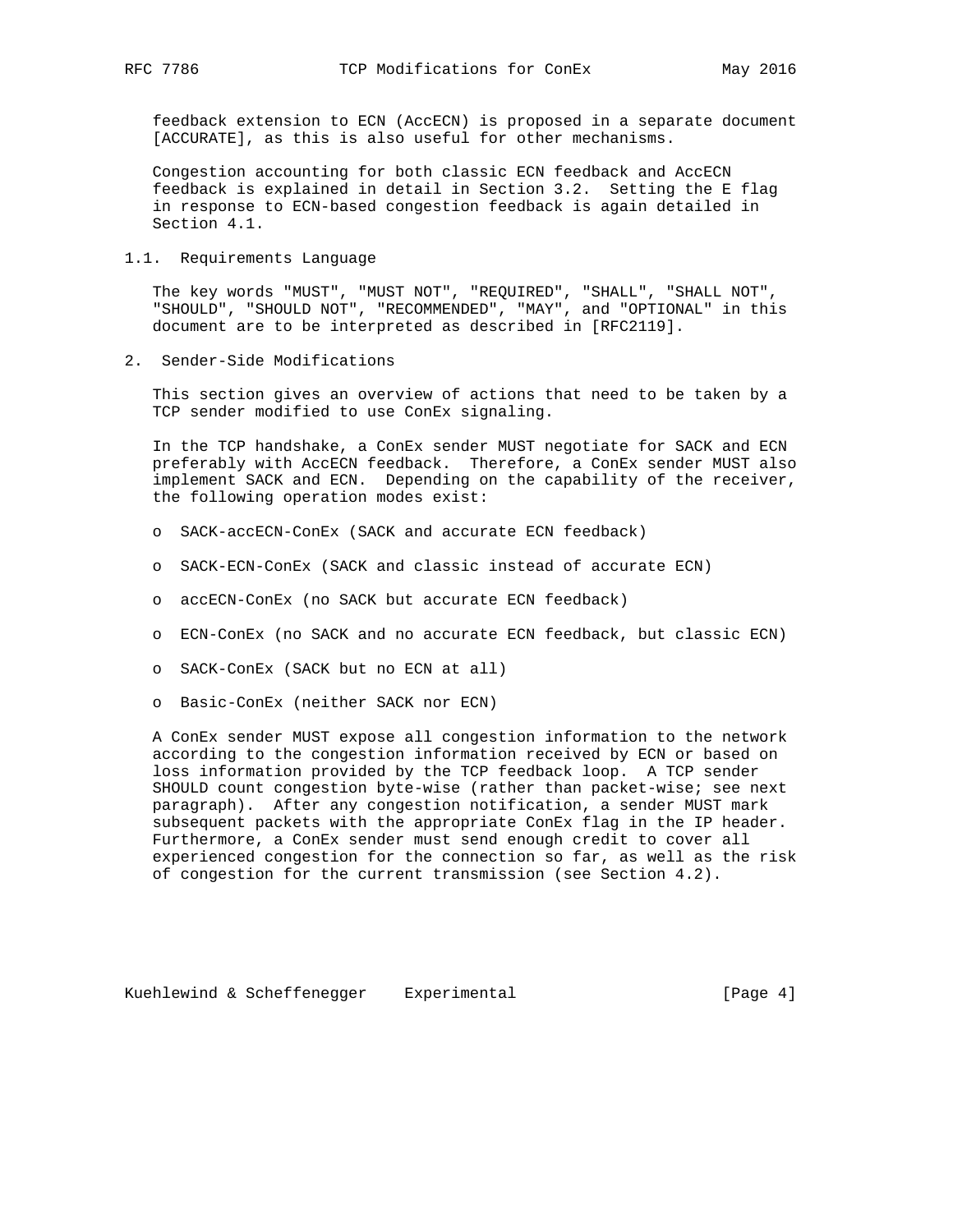feedback extension to ECN (AccECN) is proposed in a separate document [ACCURATE], as this is also useful for other mechanisms.

Congestion accounting for both classic ECN feedback and AccECN feedback is explained in detail in Section 3.2. Setting the E flag in response to ECN-based congestion feedback is again detailed in Section 4.1.

### 1.1. Requirements Language

The key words "MUST", "MUST NOT", "REQUIRED", "SHALL", "SHALL NOT", "SHOULD", "SHOULD NOT", "RECOMMENDED", "MAY", and "OPTIONAL" in this document are to be interpreted as described in [RFC2119].

## 2. Sender-Side Modifications

This section gives an overview of actions that need to be taken by a TCP sender modified to use ConEx signaling.

In the TCP handshake, a ConEx sender MUST negotiate for SACK and ECN preferably with AccECN feedback. Therefore, a ConEx sender MUST also implement SACK and ECN. Depending on the capability of the receiver, the following operation modes exist:

- SACK-accECN-ConEx (SACK and accurate ECN feedback)
- SACK-ECN-ConEx (SACK and classic instead of accurate ECN)
- accECN-ConEx (no SACK but accurate ECN feedback)
- ECN-ConEx (no SACK and no accurate ECN feedback, but classic ECN)
- SACK-ConEx (SACK but no ECN at all)
- Basic-ConEx (neither SACK nor ECN)

A ConEx sender MUST expose all congestion information to the network according to the congestion information received by ECN or based on loss information provided by the TCP feedback loop. A TCP sender SHOULD count congestion byte-wise (rather than packet-wise; see next paragraph). After any congestion notification, a sender MUST mark subsequent packets with the appropriate ConEx flag in the IP header. Furthermore, a ConEx sender must send enough credit to cover all experienced congestion for the connection so far, as well as the risk of congestion for the current transmission (see Section 4.2).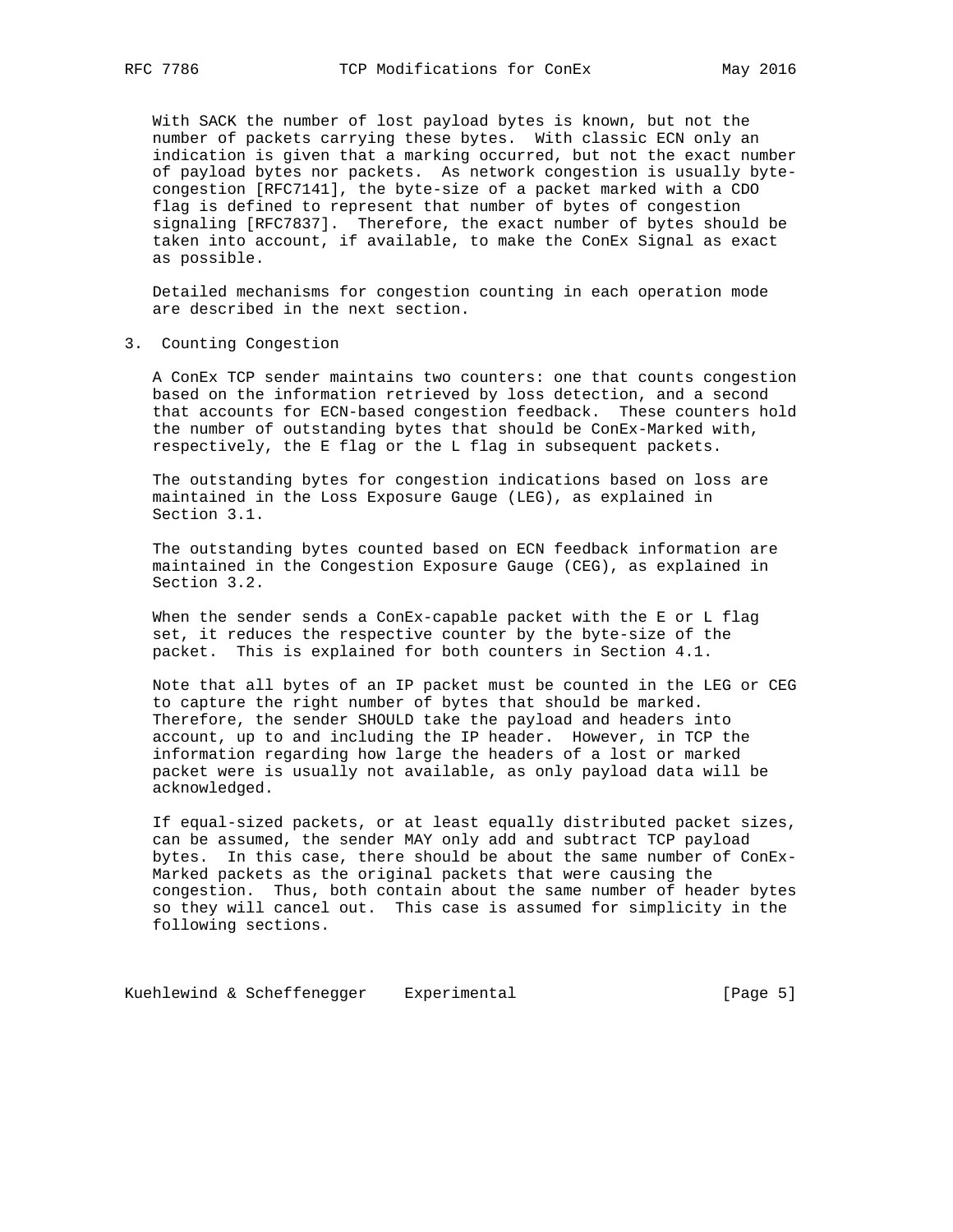With SACK the number of lost payload bytes is known, but not the number of packets carrying these bytes. With classic ECN only an indication is given that a marking occurred, but not the exact number of payload bytes nor packets. As network congestion is usually byte-congestion [RFC7141], the byte-size of a packet marked with a CDO flag is defined to represent that number of bytes of congestion signaling [RFC7837]. Therefore, the exact number of bytes should be taken into account, if available, to make the ConEx Signal as exact as possible.

Detailed mechanisms for congestion counting in each operation mode are described in the next section.

## 3. Counting Congestion

A ConEx TCP sender maintains two counters: one that counts congestion based on the information retrieved by loss detection, and a second that accounts for ECN-based congestion feedback. These counters hold the number of outstanding bytes that should be ConEx-Marked with, respectively, the E flag or the L flag in subsequent packets.

The outstanding bytes for congestion indications based on loss are maintained in the Loss Exposure Gauge (LEG), as explained in Section 3.1.

The outstanding bytes counted based on ECN feedback information are maintained in the Congestion Exposure Gauge (CEG), as explained in Section 3.2.

When the sender sends a ConEx-capable packet with the E or L flag set, it reduces the respective counter by the byte-size of the packet. This is explained for both counters in Section 4.1.

Note that all bytes of an IP packet must be counted in the LEG or CEG to capture the right number of bytes that should be marked. Therefore, the sender SHOULD take the payload and headers into account, up to and including the IP header. However, in TCP the information regarding how large the headers of a lost or marked packet were is usually not available, as only payload data will be acknowledged.

If equal-sized packets, or at least equally distributed packet sizes, can be assumed, the sender MAY only add and subtract TCP payload bytes. In this case, there should be about the same number of ConEx-Marked packets as the original packets that were causing the congestion. Thus, both contain about the same number of header bytes so they will cancel out. This case is assumed for simplicity in the following sections.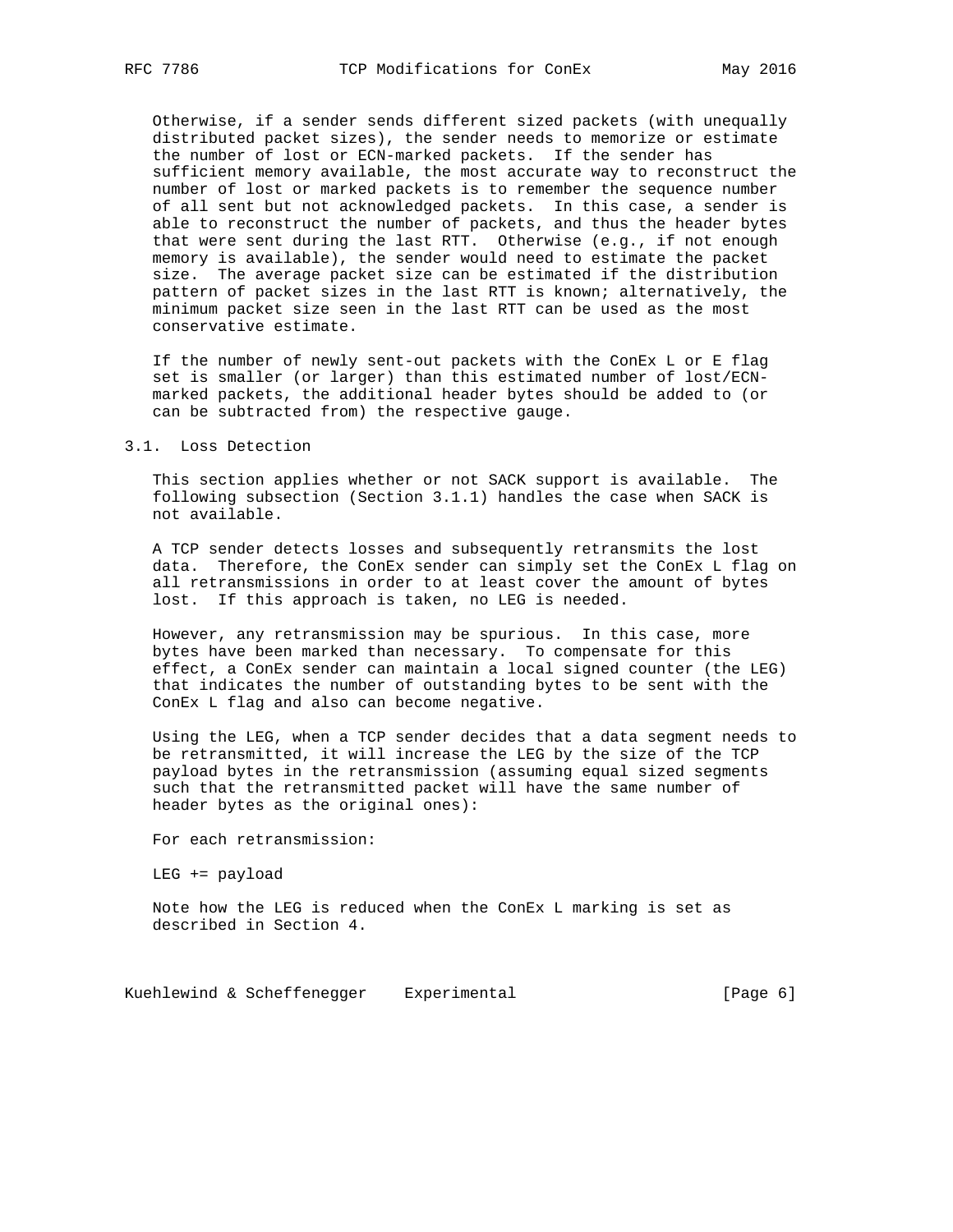Otherwise, if a sender sends different sized packets (with unequally distributed packet sizes), the sender needs to memorize or estimate the number of lost or ECN-marked packets. If the sender has sufficient memory available, the most accurate way to reconstruct the number of lost or marked packets is to remember the sequence number of all sent but not acknowledged packets. In this case, a sender is able to reconstruct the number of packets, and thus the header bytes that were sent during the last RTT. Otherwise (e.g., if not enough memory is available), the sender would need to estimate the packet size. The average packet size can be estimated if the distribution pattern of packet sizes in the last RTT is known; alternatively, the minimum packet size seen in the last RTT can be used as the most conservative estimate.

If the number of newly sent-out packets with the ConEx L or E flag set is smaller (or larger) than this estimated number of lost/ECN-marked packets, the additional header bytes should be added to (or can be subtracted from) the respective gauge.

## 3.1. Loss Detection

This section applies whether or not SACK support is available. The following subsection (Section 3.1.1) handles the case when SACK is not available.

A TCP sender detects losses and subsequently retransmits the lost data. Therefore, the ConEx sender can simply set the ConEx L flag on all retransmissions in order to at least cover the amount of bytes lost. If this approach is taken, no LEG is needed.

However, any retransmission may be spurious. In this case, more bytes have been marked than necessary. To compensate for this effect, a ConEx sender can maintain a local signed counter (the LEG) that indicates the number of outstanding bytes to be sent with the ConEx L flag and also can become negative.

Using the LEG, when a TCP sender decides that a data segment needs to be retransmitted, it will increase the LEG by the size of the TCP payload bytes in the retransmission (assuming equal sized segments such that the retransmitted packet will have the same number of header bytes as the original ones):

For each retransmission:

```
LEG += payload
```

Note how the LEG is reduced when the ConEx L marking is set as described in Section 4.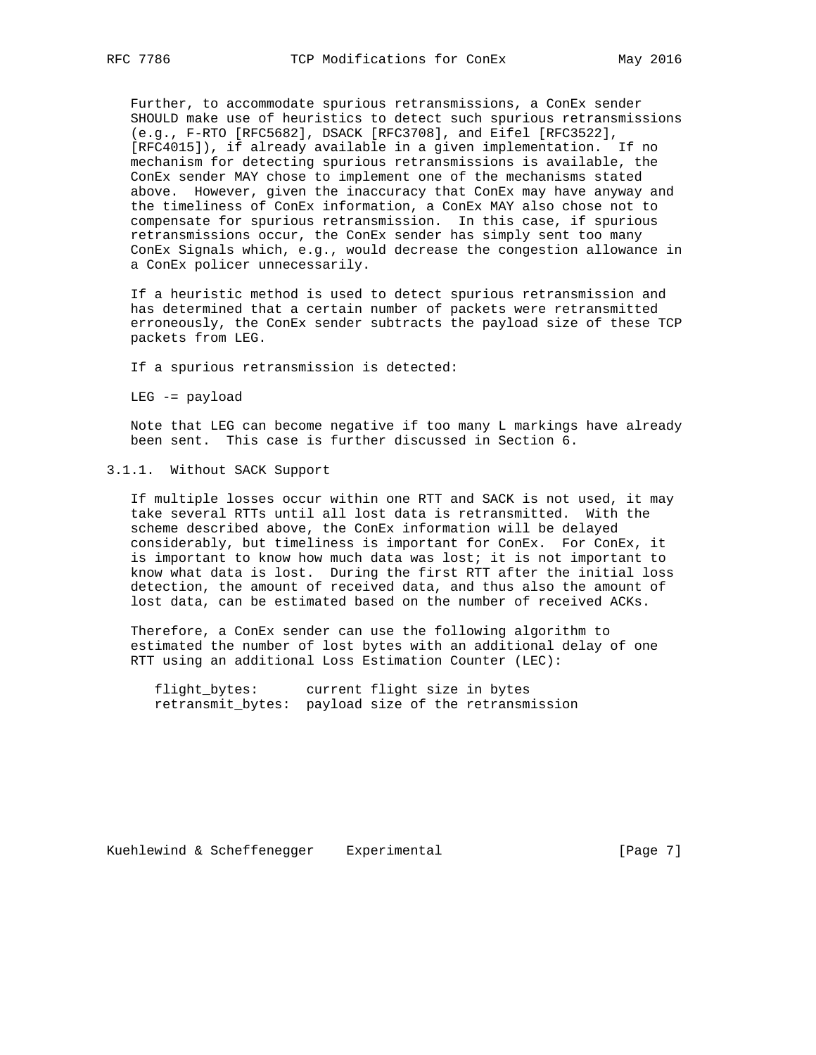Further, to accommodate spurious retransmissions, a ConEx sender SHOULD make use of heuristics to detect such spurious retransmissions (e.g., F-RTO [RFC5682], DSACK [RFC3708], and Eifel [RFC3522], [RFC4015]), if already available in a given implementation. If no mechanism for detecting spurious retransmissions is available, the ConEx sender MAY chose to implement one of the mechanisms stated above. However, given the inaccuracy that ConEx may have anyway and the timeliness of ConEx information, a ConEx MAY also chose not to compensate for spurious retransmission. In this case, if spurious retransmissions occur, the ConEx sender has simply sent too many ConEx Signals which, e.g., would decrease the congestion allowance in a ConEx policer unnecessarily.

If a heuristic method is used to detect spurious retransmission and has determined that a certain number of packets were retransmitted erroneously, the ConEx sender subtracts the payload size of these TCP packets from LEG.

If a spurious retransmission is detected:

```
LEG -= payload
```

Note that LEG can become negative if too many L markings have already been sent. This case is further discussed in Section 6.

### 3.1.1. Without SACK Support

If multiple losses occur within one RTT and SACK is not used, it may take several RTTs until all lost data is retransmitted. With the scheme described above, the ConEx information will be delayed considerably, but timeliness is important for ConEx. For ConEx, it is important to know how much data was lost; it is not important to know what data is lost. During the first RTT after the initial loss detection, the amount of received data, and thus also the amount of lost data, can be estimated based on the number of received ACKs.

Therefore, a ConEx sender can use the following algorithm to estimated the number of lost bytes with an additional delay of one RTT using an additional Loss Estimation Counter (LEC):

```
flight_bytes:      current flight size in bytes
retransmit_bytes:  payload size of the retransmission
```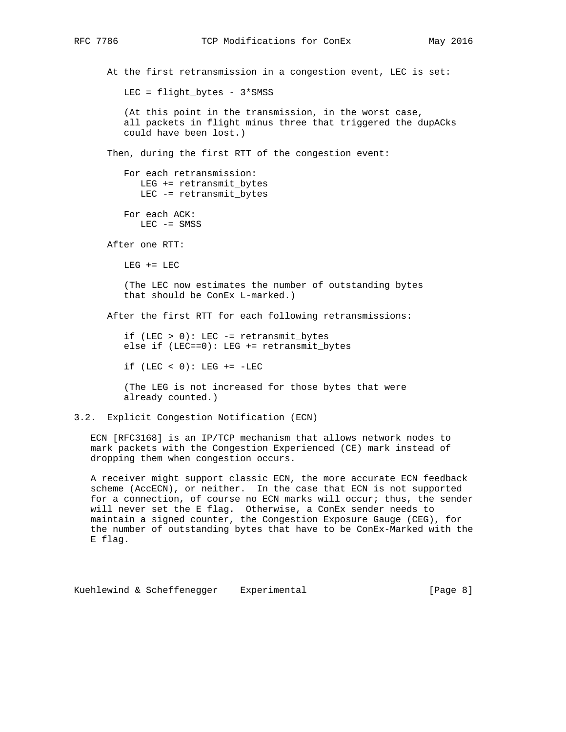At the first retransmission in a congestion event, LEC is set:

```
LEC = flight_bytes - 3*SMSS
```

(At this point in the transmission, in the worst case, all packets in flight minus three that triggered the dupACKs could have been lost.)

Then, during the first RTT of the congestion event:

```
For each retransmission:
   LEG += retransmit_bytes
   LEC -= retransmit_bytes

For each ACK:
   LEC -= SMSS
```

After one RTT:

```
LEG += LEC
```

(The LEC now estimates the number of outstanding bytes that should be ConEx L-marked.)

After the first RTT for each following retransmissions:

```
if (LEC > 0): LEC -= retransmit_bytes
else if (LEC==0): LEG += retransmit_bytes

if (LEC < 0): LEG += -LEC
```

(The LEG is not increased for those bytes that were already counted.)

## 3.2. Explicit Congestion Notification (ECN)

ECN [RFC3168] is an IP/TCP mechanism that allows network nodes to mark packets with the Congestion Experienced (CE) mark instead of dropping them when congestion occurs.

A receiver might support classic ECN, the more accurate ECN feedback scheme (AccECN), or neither. In the case that ECN is not supported for a connection, of course no ECN marks will occur; thus, the sender will never set the E flag. Otherwise, a ConEx sender needs to maintain a signed counter, the Congestion Exposure Gauge (CEG), for the number of outstanding bytes that have to be ConEx-Marked with the E flag.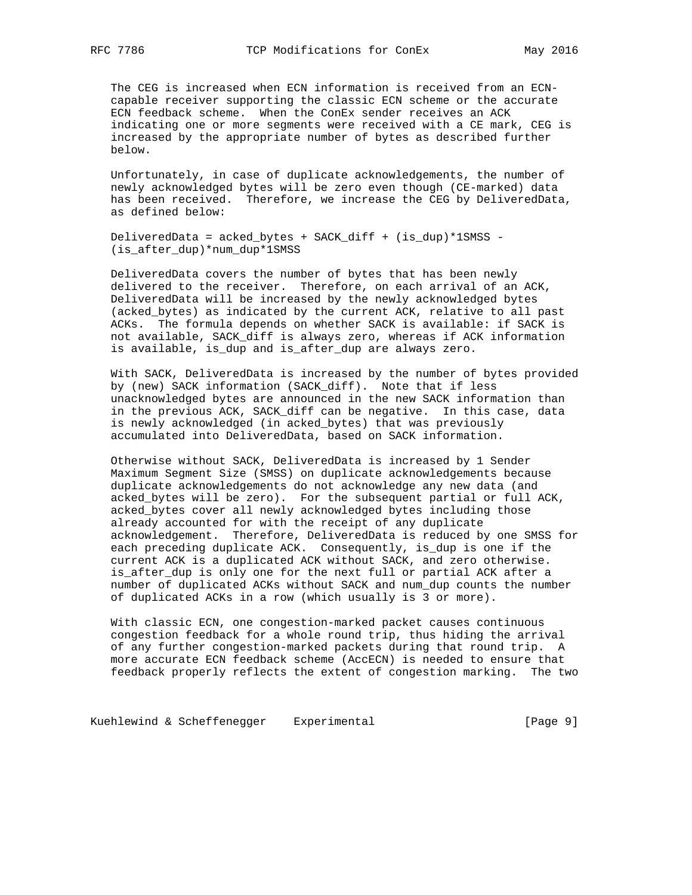The CEG is increased when ECN information is received from an ECN-capable receiver supporting the classic ECN scheme or the accurate ECN feedback scheme. When the ConEx sender receives an ACK indicating one or more segments were received with a CE mark, CEG is increased by the appropriate number of bytes as described further below.

Unfortunately, in case of duplicate acknowledgements, the number of newly acknowledged bytes will be zero even though (CE-marked) data has been received. Therefore, we increase the CEG by DeliveredData, as defined below:

```
DeliveredData = acked_bytes + SACK_diff + (is_dup)*1SMSS -
(is_after_dup)*num_dup*1SMSS
```

DeliveredData covers the number of bytes that has been newly delivered to the receiver. Therefore, on each arrival of an ACK, DeliveredData will be increased by the newly acknowledged bytes (acked_bytes) as indicated by the current ACK, relative to all past ACKs. The formula depends on whether SACK is available: if SACK is not available, SACK_diff is always zero, whereas if ACK information is available, is_dup and is_after_dup are always zero.

With SACK, DeliveredData is increased by the number of bytes provided by (new) SACK information (SACK_diff). Note that if less unacknowledged bytes are announced in the new SACK information than in the previous ACK, SACK_diff can be negative. In this case, data is newly acknowledged (in acked_bytes) that was previously accumulated into DeliveredData, based on SACK information.

Otherwise without SACK, DeliveredData is increased by 1 Sender Maximum Segment Size (SMSS) on duplicate acknowledgements because duplicate acknowledgements do not acknowledge any new data (and acked_bytes will be zero). For the subsequent partial or full ACK, acked_bytes cover all newly acknowledged bytes including those already accounted for with the receipt of any duplicate acknowledgement. Therefore, DeliveredData is reduced by one SMSS for each preceding duplicate ACK. Consequently, is_dup is one if the current ACK is a duplicated ACK without SACK, and zero otherwise. is_after_dup is only one for the next full or partial ACK after a number of duplicated ACKs without SACK and num_dup counts the number of duplicated ACKs in a row (which usually is 3 or more).

With classic ECN, one congestion-marked packet causes continuous congestion feedback for a whole round trip, thus hiding the arrival of any further congestion-marked packets during that round trip. A more accurate ECN feedback scheme (AccECN) is needed to ensure that feedback properly reflects the extent of congestion marking. The two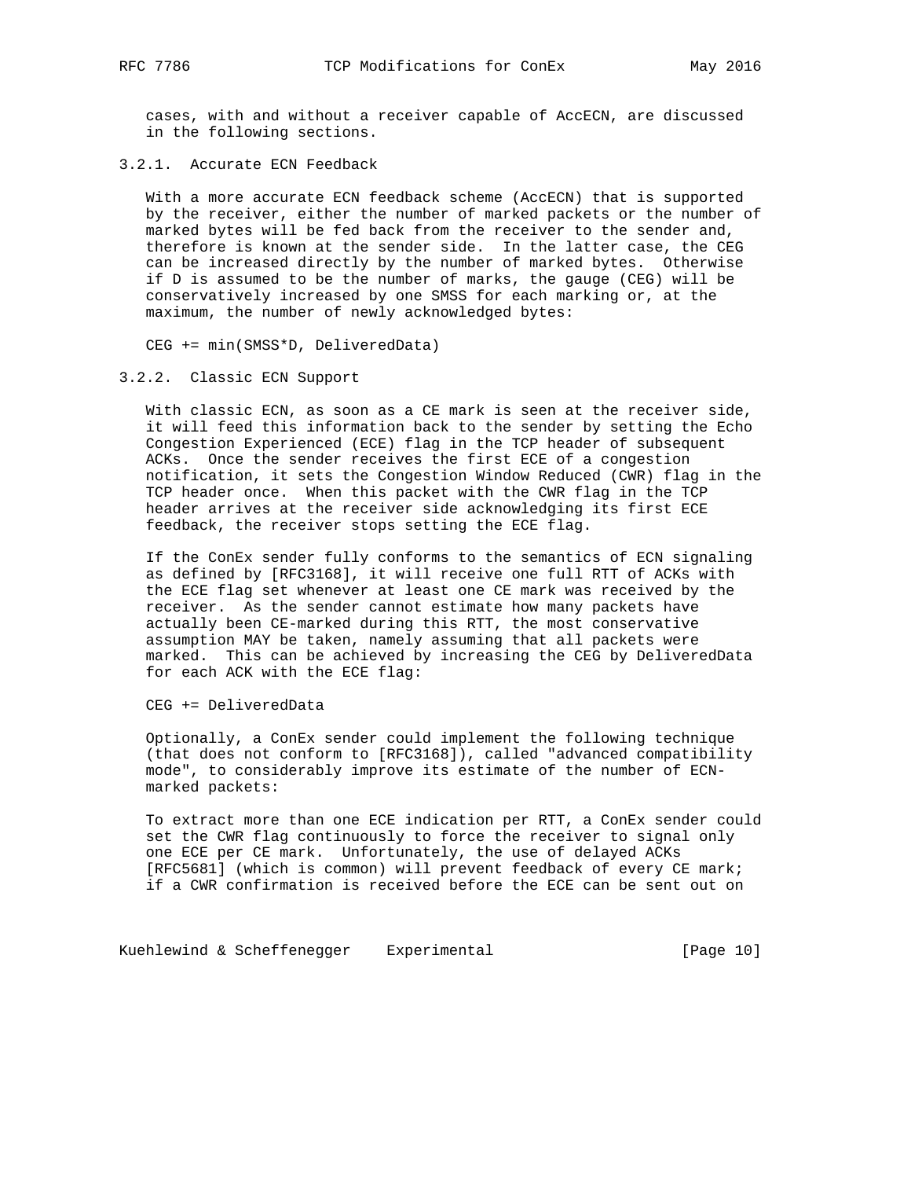cases, with and without a receiver capable of AccECN, are discussed in the following sections.

### 3.2.1. Accurate ECN Feedback

With a more accurate ECN feedback scheme (AccECN) that is supported by the receiver, either the number of marked packets or the number of marked bytes will be fed back from the receiver to the sender and, therefore is known at the sender side. In the latter case, the CEG can be increased directly by the number of marked bytes. Otherwise if D is assumed to be the number of marks, the gauge (CEG) will be conservatively increased by one SMSS for each marking or, at the maximum, the number of newly acknowledged bytes:

```
CEG += min(SMSS*D, DeliveredData)
```

### 3.2.2. Classic ECN Support

With classic ECN, as soon as a CE mark is seen at the receiver side, it will feed this information back to the sender by setting the Echo Congestion Experienced (ECE) flag in the TCP header of subsequent ACKs. Once the sender receives the first ECE of a congestion notification, it sets the Congestion Window Reduced (CWR) flag in the TCP header once. When this packet with the CWR flag in the TCP header arrives at the receiver side acknowledging its first ECE feedback, the receiver stops setting the ECE flag.

If the ConEx sender fully conforms to the semantics of ECN signaling as defined by [RFC3168], it will receive one full RTT of ACKs with the ECE flag set whenever at least one CE mark was received by the receiver. As the sender cannot estimate how many packets have actually been CE-marked during this RTT, the most conservative assumption MAY be taken, namely assuming that all packets were marked. This can be achieved by increasing the CEG by DeliveredData for each ACK with the ECE flag:

```
CEG += DeliveredData
```

Optionally, a ConEx sender could implement the following technique (that does not conform to [RFC3168]), called "advanced compatibility mode", to considerably improve its estimate of the number of ECN-marked packets:

To extract more than one ECE indication per RTT, a ConEx sender could set the CWR flag continuously to force the receiver to signal only one ECE per CE mark. Unfortunately, the use of delayed ACKs [RFC5681] (which is common) will prevent feedback of every CE mark; if a CWR confirmation is received before the ECE can be sent out on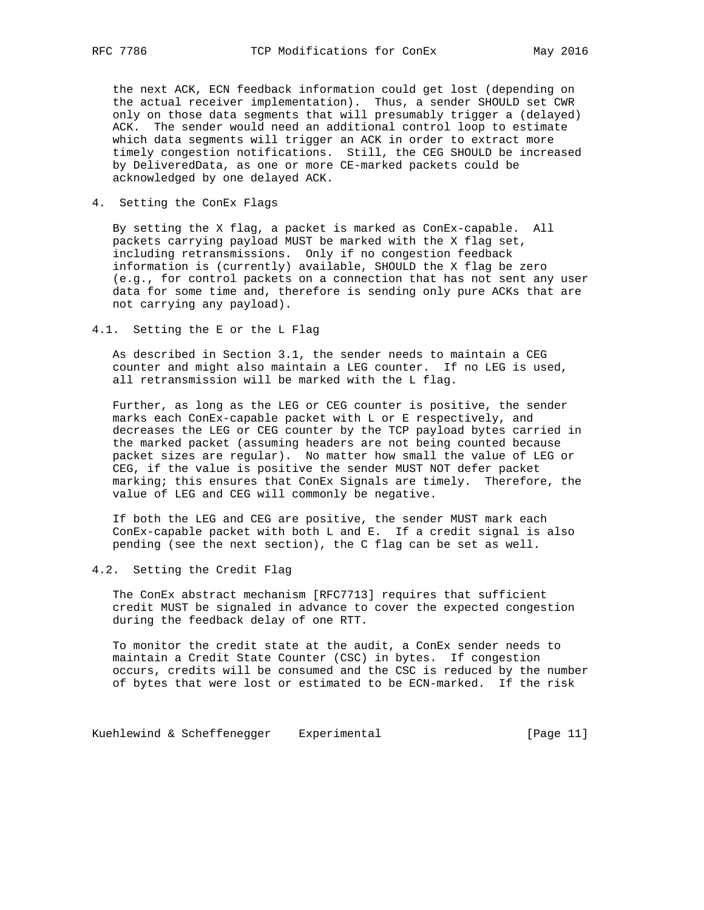the next ACK, ECN feedback information could get lost (depending on the actual receiver implementation). Thus, a sender SHOULD set CWR only on those data segments that will presumably trigger a (delayed) ACK. The sender would need an additional control loop to estimate which data segments will trigger an ACK in order to extract more timely congestion notifications. Still, the CEG SHOULD be increased by DeliveredData, as one or more CE-marked packets could be acknowledged by one delayed ACK.

## 4. Setting the ConEx Flags

By setting the X flag, a packet is marked as ConEx-capable. All packets carrying payload MUST be marked with the X flag set, including retransmissions. Only if no congestion feedback information is (currently) available, SHOULD the X flag be zero (e.g., for control packets on a connection that has not sent any user data for some time and, therefore is sending only pure ACKs that are not carrying any payload).

### 4.1. Setting the E or the L Flag

As described in Section 3.1, the sender needs to maintain a CEG counter and might also maintain a LEG counter. If no LEG is used, all retransmission will be marked with the L flag.

Further, as long as the LEG or CEG counter is positive, the sender marks each ConEx-capable packet with L or E respectively, and decreases the LEG or CEG counter by the TCP payload bytes carried in the marked packet (assuming headers are not being counted because packet sizes are regular). No matter how small the value of LEG or CEG, if the value is positive the sender MUST NOT defer packet marking; this ensures that ConEx Signals are timely. Therefore, the value of LEG and CEG will commonly be negative.

If both the LEG and CEG are positive, the sender MUST mark each ConEx-capable packet with both L and E. If a credit signal is also pending (see the next section), the C flag can be set as well.

### 4.2. Setting the Credit Flag

The ConEx abstract mechanism [RFC7713] requires that sufficient credit MUST be signaled in advance to cover the expected congestion during the feedback delay of one RTT.

To monitor the credit state at the audit, a ConEx sender needs to maintain a Credit State Counter (CSC) in bytes. If congestion occurs, credits will be consumed and the CSC is reduced by the number of bytes that were lost or estimated to be ECN-marked. If the risk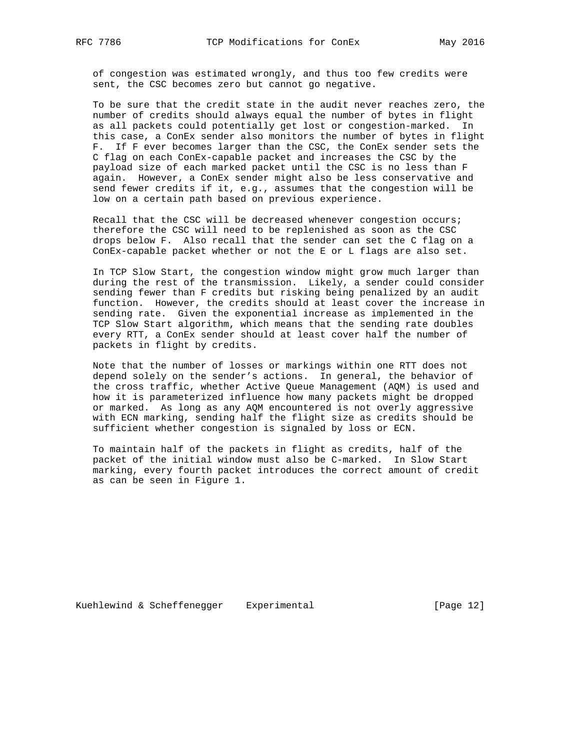of congestion was estimated wrongly, and thus too few credits were sent, the CSC becomes zero but cannot go negative.

To be sure that the credit state in the audit never reaches zero, the number of credits should always equal the number of bytes in flight as all packets could potentially get lost or congestion-marked. In this case, a ConEx sender also monitors the number of bytes in flight F. If F ever becomes larger than the CSC, the ConEx sender sets the C flag on each ConEx-capable packet and increases the CSC by the payload size of each marked packet until the CSC is no less than F again. However, a ConEx sender might also be less conservative and send fewer credits if it, e.g., assumes that the congestion will be low on a certain path based on previous experience.

Recall that the CSC will be decreased whenever congestion occurs; therefore the CSC will need to be replenished as soon as the CSC drops below F. Also recall that the sender can set the C flag on a ConEx-capable packet whether or not the E or L flags are also set.

In TCP Slow Start, the congestion window might grow much larger than during the rest of the transmission. Likely, a sender could consider sending fewer than F credits but risking being penalized by an audit function. However, the credits should at least cover the increase in sending rate. Given the exponential increase as implemented in the TCP Slow Start algorithm, which means that the sending rate doubles every RTT, a ConEx sender should at least cover half the number of packets in flight by credits.

Note that the number of losses or markings within one RTT does not depend solely on the sender's actions. In general, the behavior of the cross traffic, whether Active Queue Management (AQM) is used and how it is parameterized influence how many packets might be dropped or marked. As long as any AQM encountered is not overly aggressive with ECN marking, sending half the flight size as credits should be sufficient whether congestion is signaled by loss or ECN.

To maintain half of the packets in flight as credits, half of the packet of the initial window must also be C-marked. In Slow Start marking, every fourth packet introduces the correct amount of credit as can be seen in Figure 1.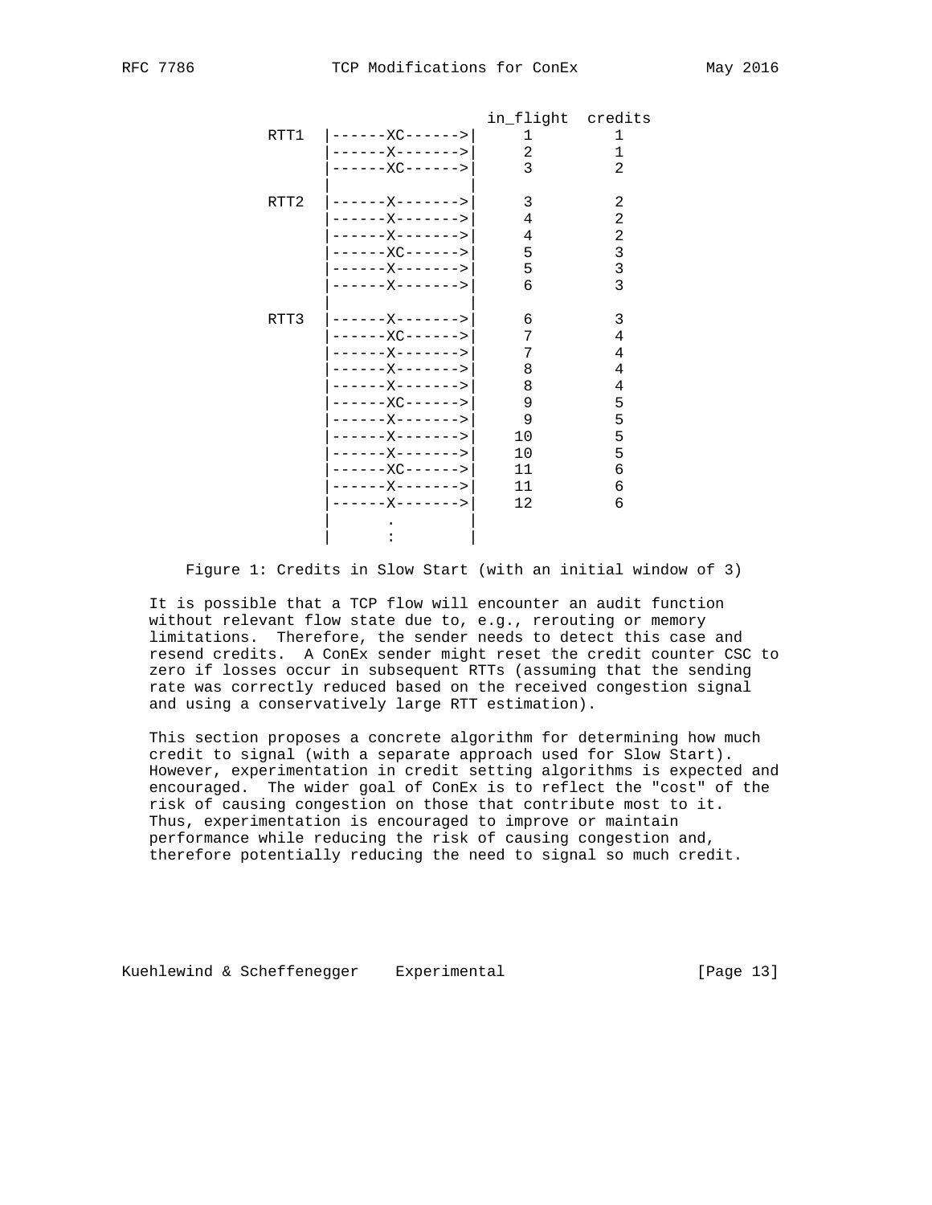```
                              in_flight  credits
         RTT1  |------XC------>|     1         1
               |------X------->|     2         1
               |------XC------>|     3         2
               |               |
         RTT2  |------X------->|     3         2
               |------X------->|     4         2
               |------X------->|     4         2
               |------XC------>|     5         3
               |------X------->|     5         3
               |------X------->|     6         3
               |               |
         RTT3  |------X------->|     6         3
               |------XC------>|     7         4
               |------X------->|     7         4
               |------X------->|     8         4
               |------X------->|     8         4
               |------XC------>|     9         5
               |------X------->|     9         5
               |------X------->|    10         5
               |------X------->|    10         5
               |------XC------>|    11         6
               |------X------->|    11         6
               |------X------->|    12         6
               |       .       |
               |       :       |
```

Figure 1: Credits in Slow Start (with an initial window of 3)

It is possible that a TCP flow will encounter an audit function without relevant flow state due to, e.g., rerouting or memory limitations. Therefore, the sender needs to detect this case and resend credits. A ConEx sender might reset the credit counter CSC to zero if losses occur in subsequent RTTs (assuming that the sending rate was correctly reduced based on the received congestion signal and using a conservatively large RTT estimation).

This section proposes a concrete algorithm for determining how much credit to signal (with a separate approach used for Slow Start). However, experimentation in credit setting algorithms is expected and encouraged. The wider goal of ConEx is to reflect the "cost" of the risk of causing congestion on those that contribute most to it. Thus, experimentation is encouraged to improve or maintain performance while reducing the risk of causing congestion and, therefore potentially reducing the need to signal so much credit.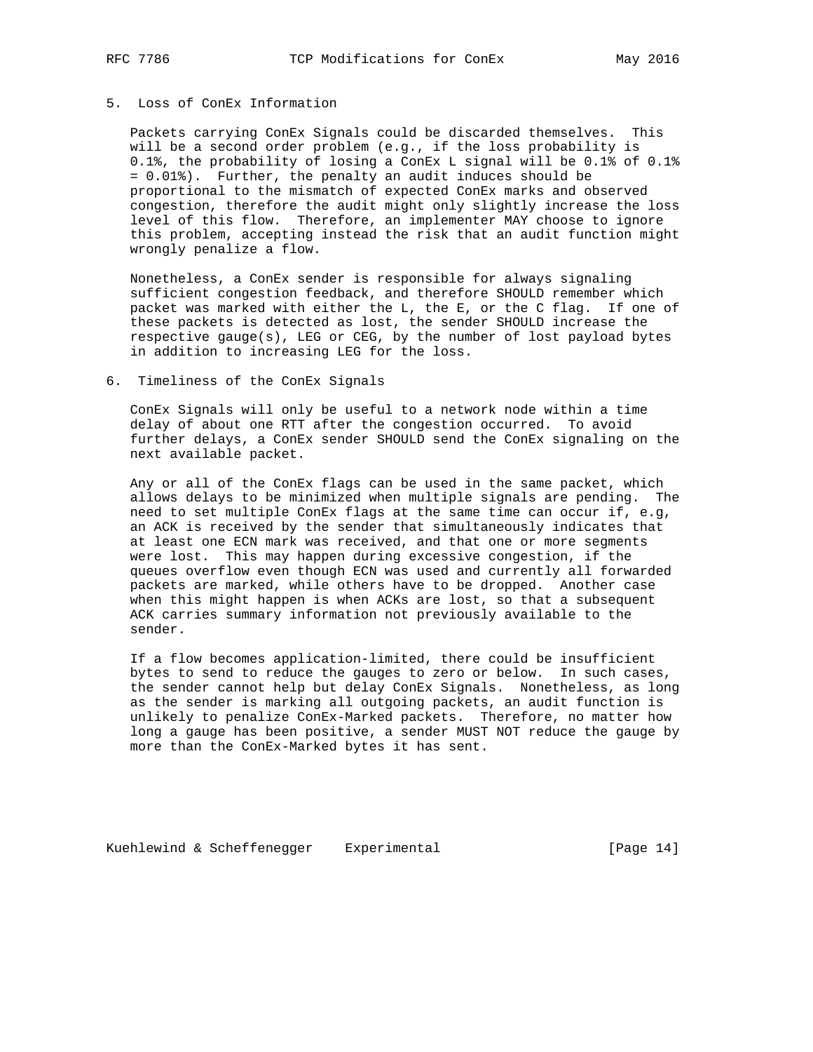## 5. Loss of ConEx Information

Packets carrying ConEx Signals could be discarded themselves. This will be a second order problem (e.g., if the loss probability is 0.1%, the probability of losing a ConEx L signal will be 0.1% of 0.1% = 0.01%). Further, the penalty an audit induces should be proportional to the mismatch of expected ConEx marks and observed congestion, therefore the audit might only slightly increase the loss level of this flow. Therefore, an implementer MAY choose to ignore this problem, accepting instead the risk that an audit function might wrongly penalize a flow.

Nonetheless, a ConEx sender is responsible for always signaling sufficient congestion feedback, and therefore SHOULD remember which packet was marked with either the L, the E, or the C flag. If one of these packets is detected as lost, the sender SHOULD increase the respective gauge(s), LEG or CEG, by the number of lost payload bytes in addition to increasing LEG for the loss.

## 6. Timeliness of the ConEx Signals

ConEx Signals will only be useful to a network node within a time delay of about one RTT after the congestion occurred. To avoid further delays, a ConEx sender SHOULD send the ConEx signaling on the next available packet.

Any or all of the ConEx flags can be used in the same packet, which allows delays to be minimized when multiple signals are pending. The need to set multiple ConEx flags at the same time can occur if, e.g, an ACK is received by the sender that simultaneously indicates that at least one ECN mark was received, and that one or more segments were lost. This may happen during excessive congestion, if the queues overflow even though ECN was used and currently all forwarded packets are marked, while others have to be dropped. Another case when this might happen is when ACKs are lost, so that a subsequent ACK carries summary information not previously available to the sender.

If a flow becomes application-limited, there could be insufficient bytes to send to reduce the gauges to zero or below. In such cases, the sender cannot help but delay ConEx Signals. Nonetheless, as long as the sender is marking all outgoing packets, an audit function is unlikely to penalize ConEx-Marked packets. Therefore, no matter how long a gauge has been positive, a sender MUST NOT reduce the gauge by more than the ConEx-Marked bytes it has sent.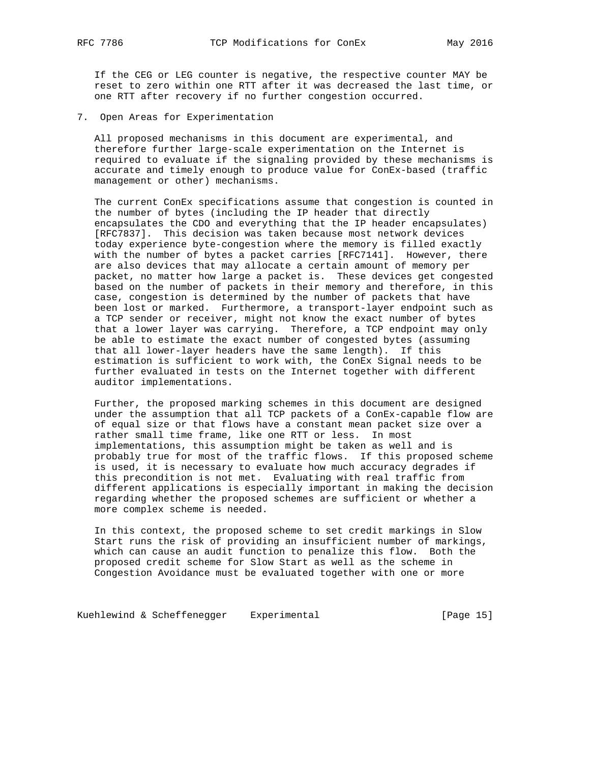If the CEG or LEG counter is negative, the respective counter MAY be reset to zero within one RTT after it was decreased the last time, or one RTT after recovery if no further congestion occurred.

## 7. Open Areas for Experimentation

All proposed mechanisms in this document are experimental, and therefore further large-scale experimentation on the Internet is required to evaluate if the signaling provided by these mechanisms is accurate and timely enough to produce value for ConEx-based (traffic management or other) mechanisms.

The current ConEx specifications assume that congestion is counted in the number of bytes (including the IP header that directly encapsulates the CDO and everything that the IP header encapsulates) [RFC7837]. This decision was taken because most network devices today experience byte-congestion where the memory is filled exactly with the number of bytes a packet carries [RFC7141]. However, there are also devices that may allocate a certain amount of memory per packet, no matter how large a packet is. These devices get congested based on the number of packets in their memory and therefore, in this case, congestion is determined by the number of packets that have been lost or marked. Furthermore, a transport-layer endpoint such as a TCP sender or receiver, might not know the exact number of bytes that a lower layer was carrying. Therefore, a TCP endpoint may only be able to estimate the exact number of congested bytes (assuming that all lower-layer headers have the same length). If this estimation is sufficient to work with, the ConEx Signal needs to be further evaluated in tests on the Internet together with different auditor implementations.

Further, the proposed marking schemes in this document are designed under the assumption that all TCP packets of a ConEx-capable flow are of equal size or that flows have a constant mean packet size over a rather small time frame, like one RTT or less. In most implementations, this assumption might be taken as well and is probably true for most of the traffic flows. If this proposed scheme is used, it is necessary to evaluate how much accuracy degrades if this precondition is not met. Evaluating with real traffic from different applications is especially important in making the decision regarding whether the proposed schemes are sufficient or whether a more complex scheme is needed.

In this context, the proposed scheme to set credit markings in Slow Start runs the risk of providing an insufficient number of markings, which can cause an audit function to penalize this flow. Both the proposed credit scheme for Slow Start as well as the scheme in Congestion Avoidance must be evaluated together with one or more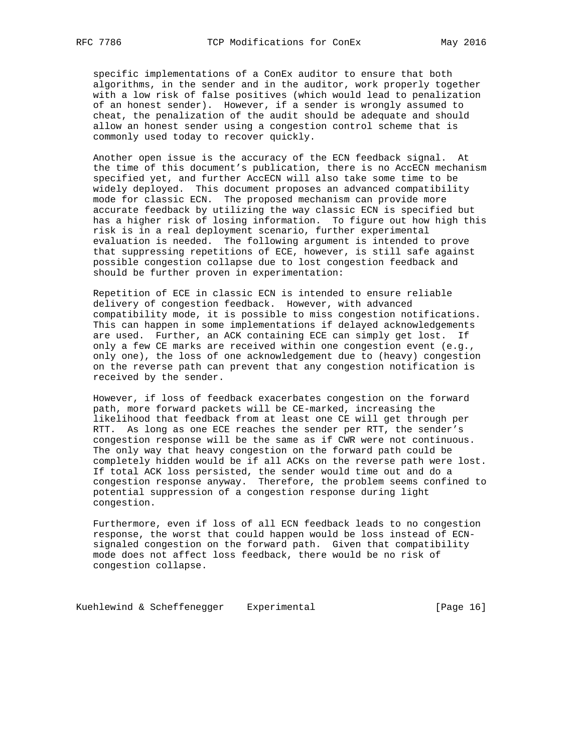specific implementations of a ConEx auditor to ensure that both algorithms, in the sender and in the auditor, work properly together with a low risk of false positives (which would lead to penalization of an honest sender). However, if a sender is wrongly assumed to cheat, the penalization of the audit should be adequate and should allow an honest sender using a congestion control scheme that is commonly used today to recover quickly.

Another open issue is the accuracy of the ECN feedback signal. At the time of this document's publication, there is no AccECN mechanism specified yet, and further AccECN will also take some time to be widely deployed. This document proposes an advanced compatibility mode for classic ECN. The proposed mechanism can provide more accurate feedback by utilizing the way classic ECN is specified but has a higher risk of losing information. To figure out how high this risk is in a real deployment scenario, further experimental evaluation is needed. The following argument is intended to prove that suppressing repetitions of ECE, however, is still safe against possible congestion collapse due to lost congestion feedback and should be further proven in experimentation:

Repetition of ECE in classic ECN is intended to ensure reliable delivery of congestion feedback. However, with advanced compatibility mode, it is possible to miss congestion notifications. This can happen in some implementations if delayed acknowledgements are used. Further, an ACK containing ECE can simply get lost. If only a few CE marks are received within one congestion event (e.g., only one), the loss of one acknowledgement due to (heavy) congestion on the reverse path can prevent that any congestion notification is received by the sender.

However, if loss of feedback exacerbates congestion on the forward path, more forward packets will be CE-marked, increasing the likelihood that feedback from at least one CE will get through per RTT. As long as one ECE reaches the sender per RTT, the sender's congestion response will be the same as if CWR were not continuous. The only way that heavy congestion on the forward path could be completely hidden would be if all ACKs on the reverse path were lost. If total ACK loss persisted, the sender would time out and do a congestion response anyway. Therefore, the problem seems confined to potential suppression of a congestion response during light congestion.

Furthermore, even if loss of all ECN feedback leads to no congestion response, the worst that could happen would be loss instead of ECN-signaled congestion on the forward path. Given that compatibility mode does not affect loss feedback, there would be no risk of congestion collapse.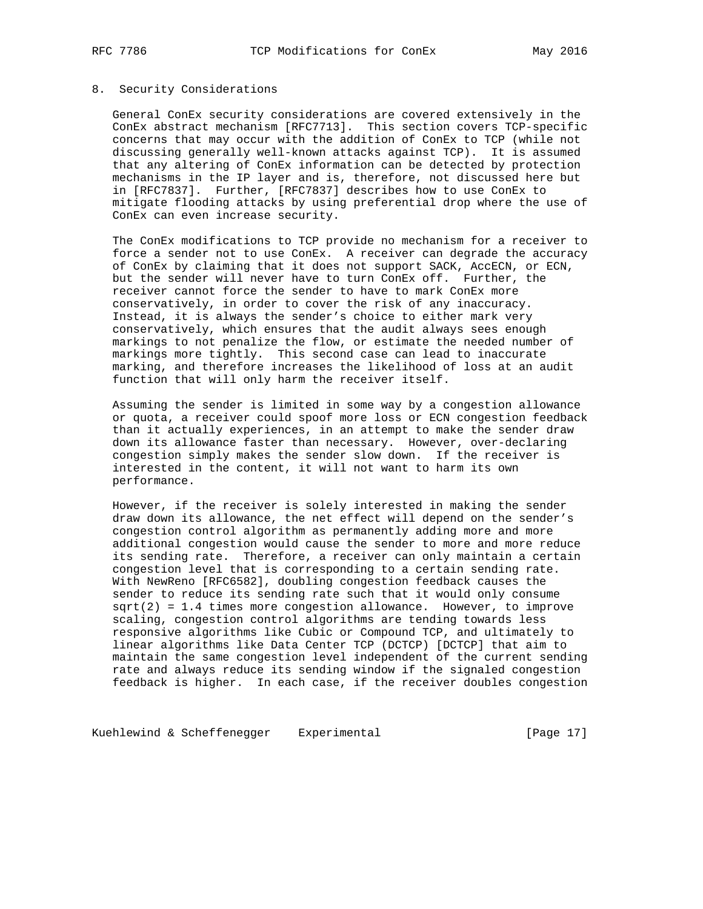## 8. Security Considerations

General ConEx security considerations are covered extensively in the ConEx abstract mechanism [RFC7713]. This section covers TCP-specific concerns that may occur with the addition of ConEx to TCP (while not discussing generally well-known attacks against TCP). It is assumed that any altering of ConEx information can be detected by protection mechanisms in the IP layer and is, therefore, not discussed here but in [RFC7837]. Further, [RFC7837] describes how to use ConEx to mitigate flooding attacks by using preferential drop where the use of ConEx can even increase security.

The ConEx modifications to TCP provide no mechanism for a receiver to force a sender not to use ConEx. A receiver can degrade the accuracy of ConEx by claiming that it does not support SACK, AccECN, or ECN, but the sender will never have to turn ConEx off. Further, the receiver cannot force the sender to have to mark ConEx more conservatively, in order to cover the risk of any inaccuracy. Instead, it is always the sender's choice to either mark very conservatively, which ensures that the audit always sees enough markings to not penalize the flow, or estimate the needed number of markings more tightly. This second case can lead to inaccurate marking, and therefore increases the likelihood of loss at an audit function that will only harm the receiver itself.

Assuming the sender is limited in some way by a congestion allowance or quota, a receiver could spoof more loss or ECN congestion feedback than it actually experiences, in an attempt to make the sender draw down its allowance faster than necessary. However, over-declaring congestion simply makes the sender slow down. If the receiver is interested in the content, it will not want to harm its own performance.

However, if the receiver is solely interested in making the sender draw down its allowance, the net effect will depend on the sender's congestion control algorithm as permanently adding more and more additional congestion would cause the sender to more and more reduce its sending rate. Therefore, a receiver can only maintain a certain congestion level that is corresponding to a certain sending rate. With NewReno [RFC6582], doubling congestion feedback causes the sender to reduce its sending rate such that it would only consume $\sqrt{2} = 1.4$ times more congestion allowance. However, to improve scaling, congestion control algorithms are tending towards less responsive algorithms like Cubic or Compound TCP, and ultimately to linear algorithms like Data Center TCP (DCTCP) [DCTCP] that aim to maintain the same congestion level independent of the current sending rate and always reduce its sending window if the signaled congestion feedback is higher. In each case, if the receiver doubles congestion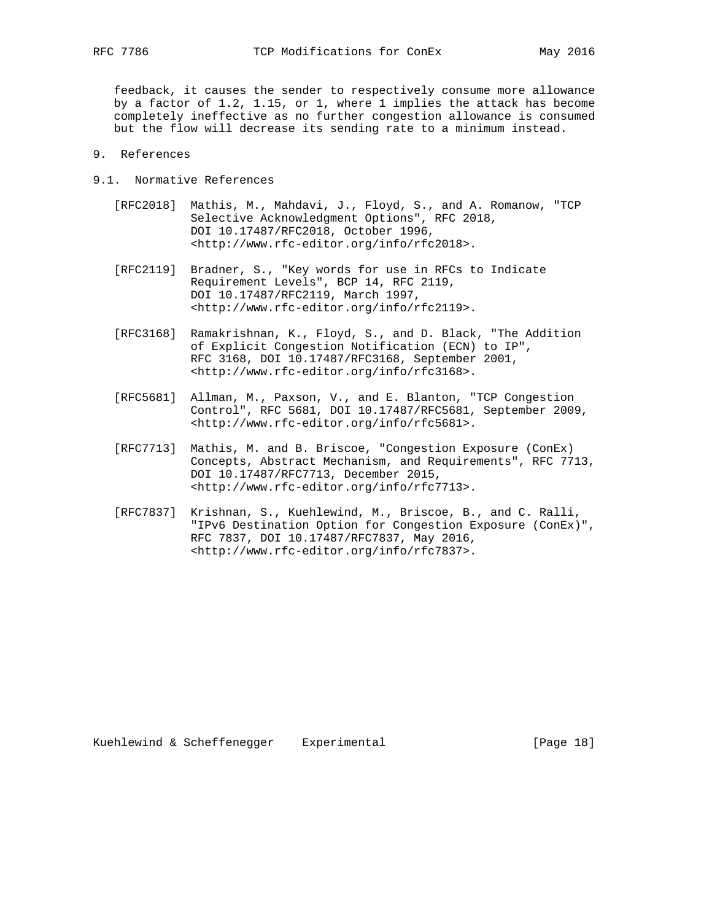feedback, it causes the sender to respectively consume more allowance by a factor of 1.2, 1.15, or 1, where 1 implies the attack has become completely ineffective as no further congestion allowance is consumed but the flow will decrease its sending rate to a minimum instead.

# 9. References

## 9.1. Normative References

[RFC2018] Mathis, M., Mahdavi, J., Floyd, S., and A. Romanow, "TCP Selective Acknowledgment Options", RFC 2018, DOI 10.17487/RFC2018, October 1996, <http://www.rfc-editor.org/info/rfc2018>.

[RFC2119] Bradner, S., "Key words for use in RFCs to Indicate Requirement Levels", BCP 14, RFC 2119, DOI 10.17487/RFC2119, March 1997, <http://www.rfc-editor.org/info/rfc2119>.

[RFC3168] Ramakrishnan, K., Floyd, S., and D. Black, "The Addition of Explicit Congestion Notification (ECN) to IP", RFC 3168, DOI 10.17487/RFC3168, September 2001, <http://www.rfc-editor.org/info/rfc3168>.

[RFC5681] Allman, M., Paxson, V., and E. Blanton, "TCP Congestion Control", RFC 5681, DOI 10.17487/RFC5681, September 2009, <http://www.rfc-editor.org/info/rfc5681>.

[RFC7713] Mathis, M. and B. Briscoe, "Congestion Exposure (ConEx) Concepts, Abstract Mechanism, and Requirements", RFC 7713, DOI 10.17487/RFC7713, December 2015, <http://www.rfc-editor.org/info/rfc7713>.

[RFC7837] Krishnan, S., Kuehlewind, M., Briscoe, B., and C. Ralli, "IPv6 Destination Option for Congestion Exposure (ConEx)", RFC 7837, DOI 10.17487/RFC7837, May 2016, <http://www.rfc-editor.org/info/rfc7837>.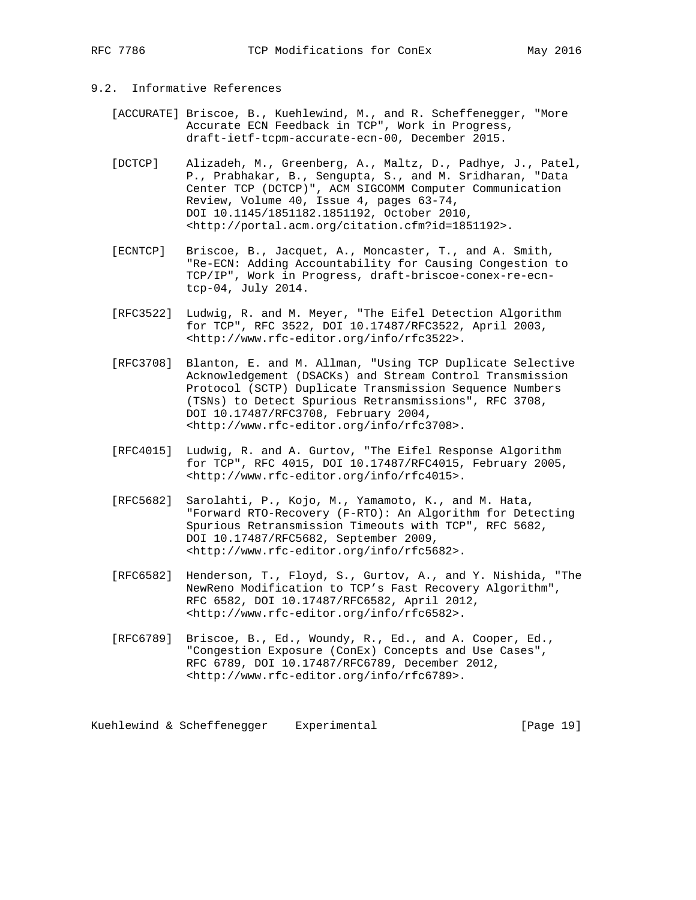### 9.2. Informative References

[ACCURATE] Briscoe, B., Kuehlewind, M., and R. Scheffenegger, "More Accurate ECN Feedback in TCP", Work in Progress, draft-ietf-tcpm-accurate-ecn-00, December 2015.

[DCTCP] Alizadeh, M., Greenberg, A., Maltz, D., Padhye, J., Patel, P., Prabhakar, B., Sengupta, S., and M. Sridharan, "Data Center TCP (DCTCP)", ACM SIGCOMM Computer Communication Review, Volume 40, Issue 4, pages 63-74, DOI 10.1145/1851182.1851192, October 2010, <http://portal.acm.org/citation.cfm?id=1851192>.

[ECNTCP] Briscoe, B., Jacquet, A., Moncaster, T., and A. Smith, "Re-ECN: Adding Accountability for Causing Congestion to TCP/IP", Work in Progress, draft-briscoe-conex-re-ecn-tcp-04, July 2014.

[RFC3522] Ludwig, R. and M. Meyer, "The Eifel Detection Algorithm for TCP", RFC 3522, DOI 10.17487/RFC3522, April 2003, <http://www.rfc-editor.org/info/rfc3522>.

[RFC3708] Blanton, E. and M. Allman, "Using TCP Duplicate Selective Acknowledgement (DSACKs) and Stream Control Transmission Protocol (SCTP) Duplicate Transmission Sequence Numbers (TSNs) to Detect Spurious Retransmissions", RFC 3708, DOI 10.17487/RFC3708, February 2004, <http://www.rfc-editor.org/info/rfc3708>.

[RFC4015] Ludwig, R. and A. Gurtov, "The Eifel Response Algorithm for TCP", RFC 4015, DOI 10.17487/RFC4015, February 2005, <http://www.rfc-editor.org/info/rfc4015>.

[RFC5682] Sarolahti, P., Kojo, M., Yamamoto, K., and M. Hata, "Forward RTO-Recovery (F-RTO): An Algorithm for Detecting Spurious Retransmission Timeouts with TCP", RFC 5682, DOI 10.17487/RFC5682, September 2009, <http://www.rfc-editor.org/info/rfc5682>.

[RFC6582] Henderson, T., Floyd, S., Gurtov, A., and Y. Nishida, "The NewReno Modification to TCP's Fast Recovery Algorithm", RFC 6582, DOI 10.17487/RFC6582, April 2012, <http://www.rfc-editor.org/info/rfc6582>.

[RFC6789] Briscoe, B., Ed., Woundy, R., Ed., and A. Cooper, Ed., "Congestion Exposure (ConEx) Concepts and Use Cases", RFC 6789, DOI 10.17487/RFC6789, December 2012, <http://www.rfc-editor.org/info/rfc6789>.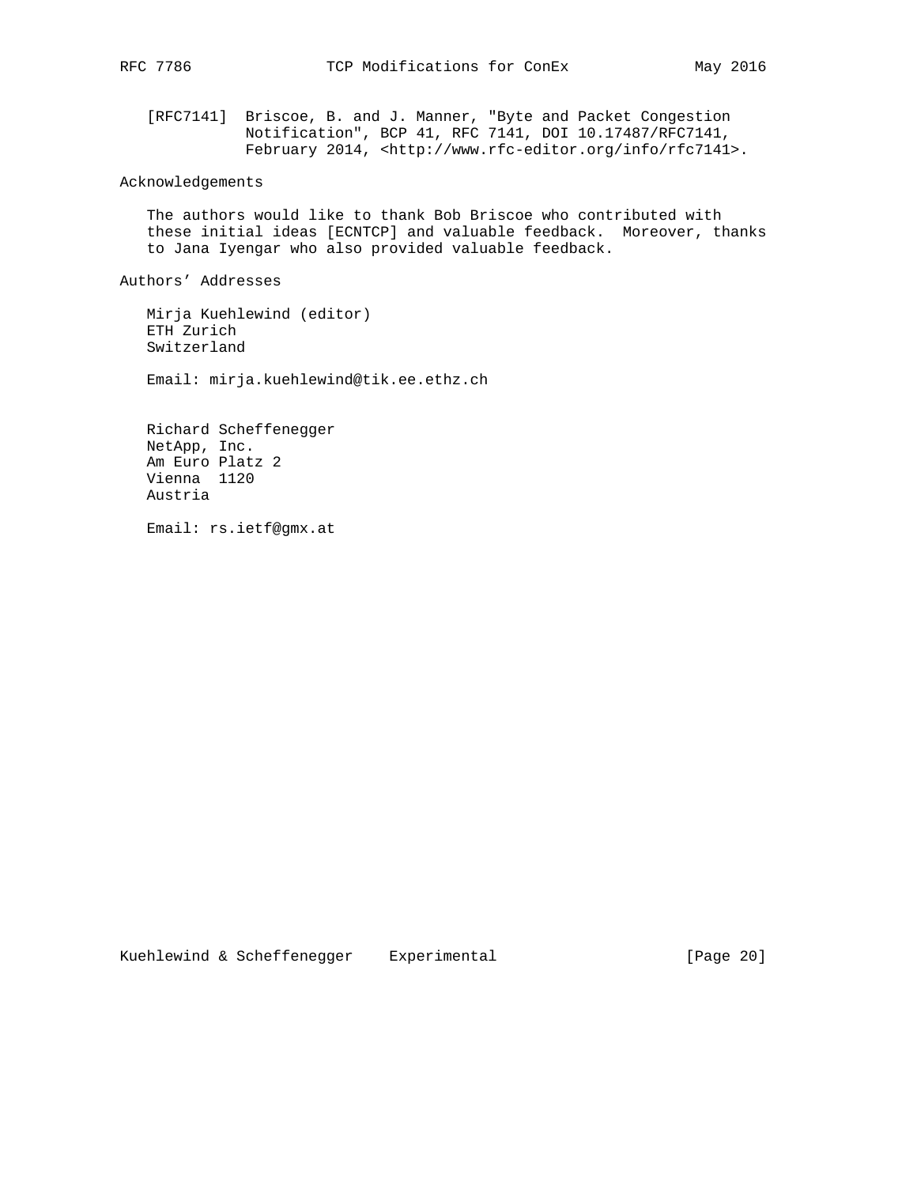[RFC7141] Briscoe, B. and J. Manner, "Byte and Packet Congestion Notification", BCP 41, RFC 7141, DOI 10.17487/RFC7141, February 2014, <http://www.rfc-editor.org/info/rfc7141>.

## Acknowledgements

The authors would like to thank Bob Briscoe who contributed with these initial ideas [ECNTCP] and valuable feedback. Moreover, thanks to Jana Iyengar who also provided valuable feedback.

## Authors' Addresses

Mirja Kuehlewind (editor)
ETH Zurich
Switzerland

Email: mirja.kuehlewind@tik.ee.ethz.ch

Richard Scheffenegger
NetApp, Inc.
Am Euro Platz 2
Vienna 1120
Austria

Email: rs.ietf@gmx.at